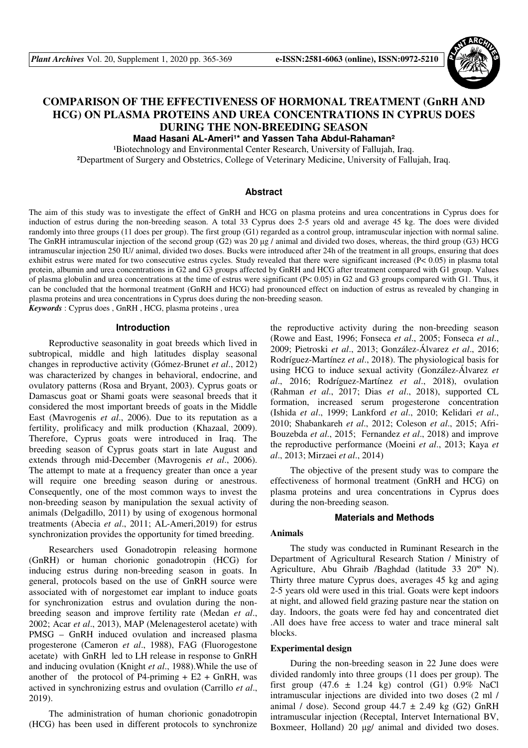# COMPARISON OF THE EFFECTIVENESS OF HORMONAL TREATMENT (GnRH AND HCG) ON PLASMA PROTEINS AND UREA CONCENTRATIONS IN CYPRUS DOES DURING THE NON-BREEDING SEASON

**Maad Hasani AL-Ameri[1]* and Yassen Taha Abdul-Rahaman[2]**

[1]Biotechnology and Environmental Center Research, University of Fallujah, Iraq.
[2]Department of Surgery and Obstetrics, College of Veterinary Medicine, University of Fallujah, Iraq.

## Abstract

The aim of this study was to investigate the effect of GnRH and HCG on plasma proteins and urea concentrations in Cyprus does for induction of estrus during the non-breeding season. A total 33 Cyprus does 2-5 years old and average 45 kg. The does were divided randomly into three groups (11 does per group). The first group (G1) regarded as a control group, intramuscular injection with normal saline. The GnRH intramuscular injection of the second group (G2) was 20 µg / animal and divided two doses, whereas, the third group (G3) HCG intramuscular injection 250 IU/ animal, divided two doses. Bucks were introduced after 24h of the treatment in all groups, ensuring that does exhibit estrus were mated for two consecutive estrus cycles. Study revealed that there were significant increased ($P< 0.05$) in plasma total protein, albumin and urea concentrations in G2 and G3 groups affected by GnRH and HCG after treatment compared with G1 group. Values of plasma globulin and urea concentrations at the time of estrus were significant ($P< 0.05$) in G2 and G3 groups compared with G1. Thus, it can be concluded that the hormonal treatment (GnRH and HCG) had pronounced effect on induction of estrus as revealed by changing in plasma proteins and urea concentrations in Cyprus does during the non-breeding season.

*Keywords* : Cyprus does , GnRH , HCG, plasma proteins , urea

## Introduction

Reproductive seasonality in goat breeds which lived in subtropical, middle and high latitudes display seasonal changes in reproductive activity (Gómez-Brunet *et al*., 2012) was characterized by changes in behavioral, endocrine, and ovulatory patterns (Rosa and Bryant, 2003). Cyprus goats or Damascus goat or Shami goats were seasonal breeds that it considered the most important breeds of goats in the Middle East (Mavrogenis *et al*., 2006). Due to its reputation as a fertility, prolificacy and milk production (Khazaal, 2009). Therefore, Cyprus goats were introduced in Iraq. The breeding season of Cyprus goats start in late August and extends through mid-December (Mavrogenis *et al*., 2006). The attempt to mate at a frequency greater than once a year will require one breeding season during or anestrous. Consequently, one of the most common ways to invest the non-breeding season by manipulation the sexual activity of animals (Delgadillo, 2011) by using of exogenous hormonal treatments (Abecia *et al*., 2011; AL-Ameri,2019) for estrus synchronization provides the opportunity for timed breeding.

Researchers used Gonadotropin releasing hormone (GnRH) or human chorionic gonadotropin (HCG) for inducing estrus during non-breeding season in goats. In general, protocols based on the use of GnRH source were associated with of norgestomet ear implant to induce goats for synchronization estrus and ovulation during the non-breeding season and improve fertility rate (Medan *et al*., 2002; Acar *et al*., 2013), MAP (Melenagesterol acetate) with PMSG – GnRH induced ovulation and increased plasma progesterone (Cameron *et al*., 1988), FAG (Fluorogestone acetate) with GnRH led to LH release in response to GnRH and inducing ovulation (Knight *et al*., 1988).While the use of another of the protocol of P4-priming + E2 + GnRH, was actived in synchronizing estrus and ovulation (Carrillo *et al*., 2019).

The administration of human chorionic gonadotropin (HCG) has been used in different protocols to synchronize the reproductive activity during the non-breeding season (Rowe and East, 1996; Fonseca *et al*., 2005; Fonseca *et al*., 2009; Pietroski *et al*., 2013; González-Álvarez *et al*., 2016; Rodríguez-Martínez *et al*., 2018). The physiological basis for using HCG to induce sexual activity (González-Álvarez *et al*., 2016; Rodríguez-Martínez *et al*., 2018), ovulation (Rahman *et al*., 2017; Dias *et al*., 2018), supported CL formation, increased serum progesterone concentration (Ishida *et al*., 1999; Lankford *et al*., 2010; Kelidari *et al*., 2010; Shabankareh *et al*., 2012; Coleson *et al*., 2015; Afri-Bouzebda *et al*., 2015; Fernandez *et al*., 2018) and improve the reproductive performance (Moeini *et al*., 2013; Kaya *et al*., 2013; Mirzaei *et al*., 2014)

The objective of the present study was to compare the effectiveness of hormonal treatment (GnRH and HCG) on plasma proteins and urea concentrations in Cyprus does during the non-breeding season.

## Materials and Methods

### Animals

The study was conducted in Ruminant Research in the Department of Agricultural Research Station / Ministry of Agriculture, Abu Ghraib /Baghdad (latitude 33 20º N). Thirty three mature Cyprus does, averages 45 kg and aging 2-5 years old were used in this trial. Goats were kept indoors at night, and allowed field grazing pasture near the station on day. Indoors, the goats were fed hay and concentrated diet .All does have free access to water and trace mineral salt blocks.

### Experimental design

During the non-breeding season in 22 June does were divided randomly into three groups (11 does per group). The first group (47.6 ± 1.24 kg) control (G1) 0.9% NaCl intramuscular injections are divided into two doses (2 ml / animal / dose). Second group 44.7 ± 2.49 kg (G2) GnRH intramuscular injection (Receptal, Intervet International BV, Boxmeer, Holland) 20 µg/ animal and divided two doses.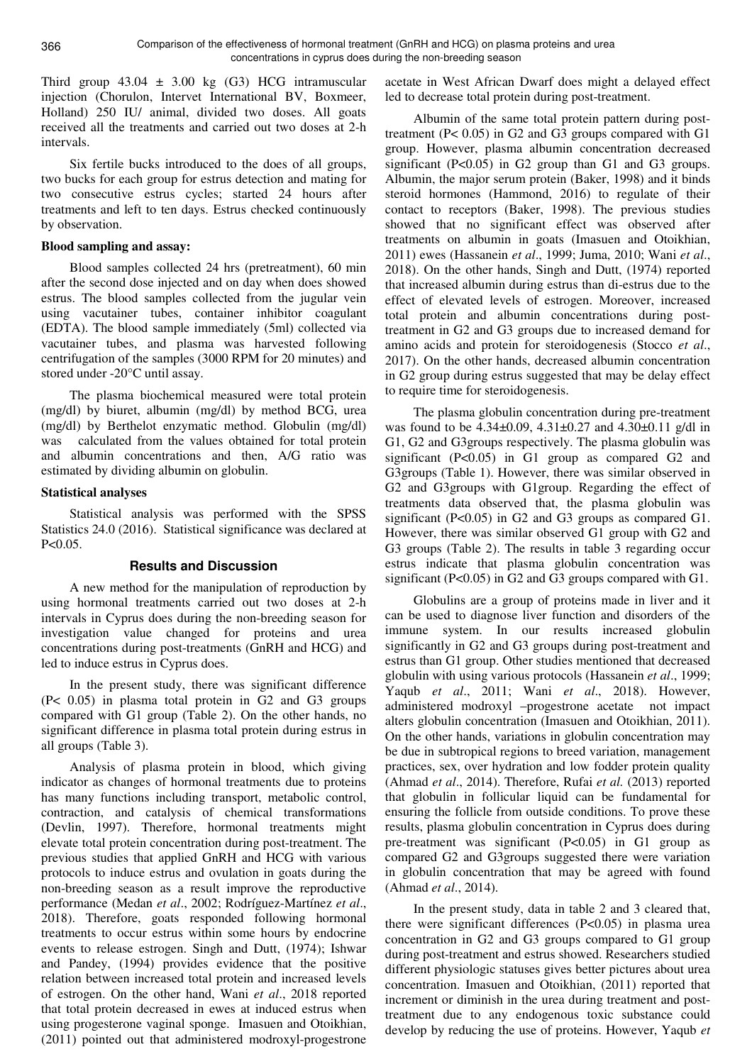Third group 43.04 ± 3.00 kg (G3) HCG intramuscular injection (Chorulon, Intervet International BV, Boxmeer, Holland) 250 IU/ animal, divided two doses. All goats received all the treatments and carried out two doses at 2-h intervals.

Six fertile bucks introduced to the does of all groups, two bucks for each group for estrus detection and mating for two consecutive estrus cycles; started 24 hours after treatments and left to ten days. Estrus checked continuously by observation.

**Blood sampling and assay:**

Blood samples collected 24 hrs (pretreatment), 60 min after the second dose injected and on day when does showed estrus. The blood samples collected from the jugular vein using vacutainer tubes, container inhibitor coagulant (EDTA). The blood sample immediately (5ml) collected via vacutainer tubes, and plasma was harvested following centrifugation of the samples (3000 RPM for 20 minutes) and stored under -20°C until assay.

The plasma biochemical measured were total protein (mg/dl) by biuret, albumin (mg/dl) by method BCG, urea (mg/dl) by Berthelot enzymatic method. Globulin (mg/dl) was calculated from the values obtained for total protein and albumin concentrations and then, A/G ratio was estimated by dividing albumin on globulin.

**Statistical analyses**

Statistical analysis was performed with the SPSS Statistics 24.0 (2016). Statistical significance was declared at P<0.05.

## Results and Discussion

A new method for the manipulation of reproduction by using hormonal treatments carried out two doses at 2-h intervals in Cyprus does during the non-breeding season for investigation value changed for proteins and urea concentrations during post-treatments (GnRH and HCG) and led to induce estrus in Cyprus does.

In the present study, there was significant difference (P< 0.05) in plasma total protein in G2 and G3 groups compared with G1 group (Table 2). On the other hands, no significant difference in plasma total protein during estrus in all groups (Table 3).

Analysis of plasma protein in blood, which giving indicator as changes of hormonal treatments due to proteins has many functions including transport, metabolic control, contraction, and catalysis of chemical transformations (Devlin, 1997). Therefore, hormonal treatments might elevate total protein concentration during post-treatment. The previous studies that applied GnRH and HCG with various protocols to induce estrus and ovulation in goats during the non-breeding season as a result improve the reproductive performance (Medan *et al*., 2002; Rodríguez-Martínez *et al*., 2018). Therefore, goats responded following hormonal treatments to occur estrus within some hours by endocrine events to release estrogen. Singh and Dutt, (1974); Ishwar and Pandey, (1994) provides evidence that the positive relation between increased total protein and increased levels of estrogen. On the other hand, Wani *et al*., 2018 reported that total protein decreased in ewes at induced estrus when using progesterone vaginal sponge. Imasuen and Otoikhian, (2011) pointed out that administered modroxyl-progestrone acetate in West African Dwarf does might a delayed effect led to decrease total protein during post-treatment.

Albumin of the same total protein pattern during post-treatment (P< 0.05) in G2 and G3 groups compared with G1 group. However, plasma albumin concentration decreased significant (P<0.05) in G2 group than G1 and G3 groups. Albumin, the major serum protein (Baker, 1998) and it binds steroid hormones (Hammond, 2016) to regulate of their contact to receptors (Baker, 1998). The previous studies showed that no significant effect was observed after treatments on albumin in goats (Imasuen and Otoikhian, 2011) ewes (Hassanein *et al*., 1999; Juma, 2010; Wani *et al*., 2018). On the other hands, Singh and Dutt, (1974) reported that increased albumin during estrus than di-estrus due to the effect of elevated levels of estrogen. Moreover, increased total protein and albumin concentrations during post-treatment in G2 and G3 groups due to increased demand for amino acids and protein for steroidogenesis (Stocco *et al*., 2017). On the other hands, decreased albumin concentration in G2 group during estrus suggested that may be delay effect to require time for steroidogenesis.

The plasma globulin concentration during pre-treatment was found to be 4.34±0.09, 4.31±0.27 and 4.30±0.11 g/dl in G1, G2 and G3groups respectively. The plasma globulin was significant (P<0.05) in G1 group as compared G2 and G3groups (Table 1). However, there was similar observed in G2 and G3groups with G1group. Regarding the effect of treatments data observed that, the plasma globulin was significant (P<0.05) in G2 and G3 groups as compared G1. However, there was similar observed G1 group with G2 and G3 groups (Table 2). The results in table 3 regarding occur estrus indicate that plasma globulin concentration was significant (P<0.05) in G2 and G3 groups compared with G1.

Globulins are a group of proteins made in liver and it can be used to diagnose liver function and disorders of the immune system. In our results increased globulin significantly in G2 and G3 groups during post-treatment and estrus than G1 group. Other studies mentioned that decreased globulin with using various protocols (Hassanein *et al*., 1999; Yaqub *et al*., 2011; Wani *et al*., 2018). However, administered modroxyl –progestrone acetate not impact alters globulin concentration (Imasuen and Otoikhian, 2011). On the other hands, variations in globulin concentration may be due in subtropical regions to breed variation, management practices, sex, over hydration and low fodder protein quality (Ahmad *et al*., 2014). Therefore, Rufai *et al.* (2013) reported that globulin in follicular liquid can be fundamental for ensuring the follicle from outside conditions. To prove these results, plasma globulin concentration in Cyprus does during pre-treatment was significant (P<0.05) in G1 group as compared G2 and G3groups suggested there were variation in globulin concentration that may be agreed with found (Ahmad *et al*., 2014).

In the present study, data in table 2 and 3 cleared that, there were significant differences (P<0.05) in plasma urea concentration in G2 and G3 groups compared to G1 group during post-treatment and estrus showed. Researchers studied different physiologic statuses gives better pictures about urea concentration. Imasuen and Otoikhian, (2011) reported that increment or diminish in the urea during treatment and post-treatment due to any endogenous toxic substance could develop by reducing the use of proteins. However, Yaqub *et*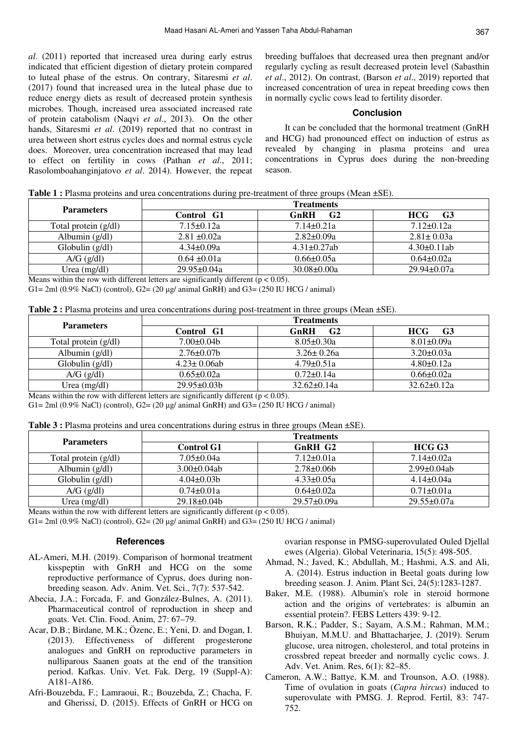*al*. (2011) reported that increased urea during early estrus indicated that efficient digestion of dietary protein compared to luteal phase of the estrus. On contrary, Sitaresmi *et al*. (2017) found that increased urea in the luteal phase due to reduce energy diets as result of decreased protein synthesis microbes. Though, increased urea associated increased rate of protein catabolism (Naqvi *et al*., 2013). On the other hands, Sitaresmi *et al*. (2019) reported that no contrast in urea between short estrus cycles does and normal estrus cycle does. Moreover, urea concentration increased that may lead to effect on fertility in cows (Pathan *et al*., 2011; Rasolomboahanginjatovo *et al*. 2014). However, the repeat breeding buffaloes that decreased urea then pregnant and/or regularly cycling as result decreased protein level (Sabasthin *et al*., 2012). On contrast, (Barson *et al*., 2019) reported that increased concentration of urea in repeat breeding cows then in normally cyclic cows lead to fertility disorder.

## Conclusion

It can be concluded that the hormonal treatment (GnRH and HCG) had pronounced effect on induction of estrus as revealed by changing in plasma proteins and urea concentrations in Cyprus does during the non-breeding season.

**Table 1 :** Plasma proteins and urea concentrations during pre-treatment of three groups (Mean ±SE).

| Parameters | Treatments | | |
|---|---|---|---|
| | Control G1 | GnRH G2 | HCG G3 |
| Total protein (g/dl) | 7.15±0.12a | 7.14±0.21a | 7.12±0.12a |
| Albumin (g/dl) | 2.81 ±0.02a | 2.82±0.09a | 2.81± 0.03a |
| Globulin (g/dl) | 4.34±0.09a | 4.31±0.27ab | 4.30±0.11ab |
| A/G (g/dl) | 0.64 ±0.01a | 0.66±0.05a | 0.64±0.02a |
| Urea (mg/dl) | 29.95±0.04a | 30.08±0.00a | 29.94±0.07a |

Means within the row with different letters are significantly different ($p < 0.05$).

G1= 2ml (0.9% NaCl) (control), G2= (20 µg/ animal GnRH) and G3= (250 IU HCG / animal)

**Table 2 :** Plasma proteins and urea concentrations during post-treatment in three groups (Mean ±SE).

| Parameters | Treatments | | |
|---|---|---|---|
| | Control G1 | GnRH G2 | HCG G3 |
| Total protein (g/dl) | 7.00±0.04b | 8.05±0.30a | 8.01±0.09a |
| Albumin (g/dl) | 2.76±0.07b | 3.26± 0.26a | 3.20±0.03a |
| Globulin (g/dl) | 4.23± 0.06ab | 4.79±0.51a | 4.80±0.12a |
| A/G (g/dl) | 0.65±0.02a | 0.72±0.14a | 0.66±0.02a |
| Urea (mg/dl) | 29.95±0.03b | 32.62±0.14a | 32.62±0.12a |

Means within the row with different letters are significantly different ($p < 0.05$).

G1= 2ml (0.9% NaCl) (control), G2= (20 µg/ animal GnRH) and G3= (250 IU HCG / animal)

**Table 3 :** Plasma proteins and urea concentrations during estrus in three groups (Mean ±SE).

| Parameters | Treatments | | |
|---|---|---|---|
| | Control G1 | GnRH G2 | HCG G3 |
| Total protein (g/dl) | 7.05±0.04a | 7.12±0.01a | 7.14±0.02a |
| Albumin (g/dl) | 3.00±0.04ab | 2.78±0.06b | 2.99±0.04ab |
| Globulin (g/dl) | 4.04±0.03b | 4.33±0.05a | 4.14±0.04a |
| A/G (g/dl) | 0.74±0.01a | 0.64±0.02a | 0.71±0.01a |
| Urea (mg/dl) | 29.18±0.04b | 29.57±0.09a | 29.55±0.07a |

Means within the row with different letters are significantly different ($p < 0.05$).

G1= 2ml (0.9% NaCl) (control), G2= (20 µg/ animal GnRH) and G3= (250 IU HCG / animal)

## References

AL-Ameri, M.H. (2019). Comparison of hormonal treatment kisspeptin with GnRH and HCG on the some reproductive performance of Cyprus, does during non-breeding season. Adv. Anim. Vet. Sci., 7(7): 537-542.

Abecia, J.A.; Forcada, F. and González-Bulnes, A. (2011). Pharmaceutical control of reproduction in sheep and goats. Vet. Clin. Food. Anim, 27: 67–79.

Acar, D.B.; Birdane, M.K.; Özenc, E.; Yeni, D. and Dogan, I. (2013). Effectiveness of different progesterone analogues and GnRH on reproductive parameters in nulliparous Saanen goats at the end of the transition period. Kafkas. Univ. Vet. Fak. Derg, 19 (Suppl-A): A181-A186.

Afri-Bouzebda, F.; Lamraoui, R.; Bouzebda, Z.; Chacha, F. and Gherissi, D. (2015). Effects of GnRH or HCG on ovarian response in PMSG-superovulated Ouled Djellal ewes (Algeria). Global Veterinaria, 15(5): 498-505.

Ahmad, N.; Javed, K.; Abdullah, M.; Hashmi, A.S. and Ali, A. (2014). Estrus induction in Beetal goats during low breeding season. J. Anim. Plant Sci, 24(5):1283-1287.

Baker, M.E. (1988). Albumin's role in steroid hormone action and the origins of vertebrates: is albumin an essential protein?. FEBS Letters 439: 9-12.

Barson, R.K.; Padder, S.; Sayam, A.S.M.; Rahman, M.M.; Bhuiyan, M.M.U. and Bhattacharjee, J. (2019). Serum glucose, urea nitrogen, cholesterol, and total proteins in crossbred repeat breeder and normally cyclic cows. J. Adv. Vet. Anim. Res, 6(1): 82–85.

Cameron, A.W.; Battye, K.M. and Trounson, A.O. (1988). Time of ovulation in goats (*Capra hircus*) induced to superovulate with PMSG. J. Reprod. Fertil, 83: 747-752.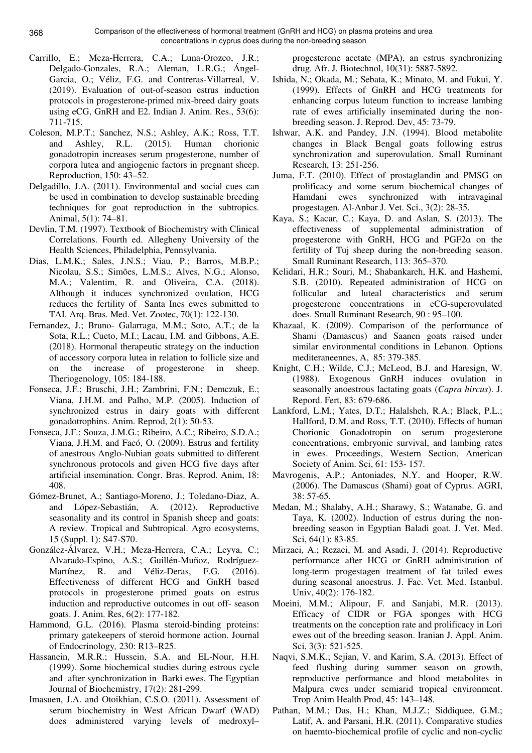Carrillo, E.; Meza-Herrera, C.A.; Luna-Orozco, J.R.; Delgado-Gonzales, R.A.; Aleman, L.R.G.; Ángel-Garcia, O.; Véliz, F.G. and Contreras-Villarreal, V. (2019). Evaluation of out-of-season estrus induction protocols in progesterone-primed mix-breed dairy goats using eCG, GnRH and E2. Indian J. Anim. Res., 53(6): 711-715.

Coleson, M.P.T.; Sanchez, N.S.; Ashley, A.K.; Ross, T.T. and Ashley, R.L. (2015). Human chorionic gonadotropin increases serum progesterone, number of corpora lutea and angiogenic factors in pregnant sheep. Reproduction, 150: 43–52.

Delgadillo, J.A. (2011). Environmental and social cues can be used in combination to develop sustainable breeding techniques for goat reproduction in the subtropics. Animal, 5(1): 74–81.

Devlin, T.M. (1997). Textbook of Biochemistry with Clinical Correlations. Fourth ed. Allegheny University of the Health Sciences, Philadelphia, Pennsylvania.

Dias, L.M.K.; Sales, J.N.S.; Viau, P.; Barros, M.B.P.; Nicolau, S.S.; Simões, L.M.S.; Alves, N.G.; Alonso, M.A.; Valentim, R. and Oliveira, C.A. (2018). Although it induces synchronized ovulation, HCG reduces the fertility of Santa Ines ewes submitted to TAI. Arq. Bras. Med. Vet. Zootec, 70(1): 122-130.

Fernandez, J.; Bruno- Galarraga, M.M.; Soto, A.T.; de la Sota, R.L.; Cueto, M.I.; Lacau, I.M. and Gibbons, A.E. (2018). Hormonal therapeutic strategy on the induction of accessory corpora lutea in relation to follicle size and on the increase of progesterone in sheep. Theriogenology, 105: 184-188.

Fonseca, J.F.; Bruschi, J.H.; Zambrini, F.N.; Demczuk, E.; Viana, J.H.M. and Palho, M.P. (2005). Induction of synchronized estrus in dairy goats with different gonadotrophins. Anim. Reprod, 2(1): 50-53.

Fonseca, J.F.; Souza, J.M.G.; Ribeiro, A.C.; Ribeiro, S.D.A.; Viana, J.H.M. and Facó, O. (2009). Estrus and fertility of anestrous Anglo-Nubian goats submitted to different synchronous protocols and given HCG five days after artificial insemination. Congr. Bras. Reprod. Anim, 18: 408.

Gómez-Brunet, A.; Santiago-Moreno, J.; Toledano-Diaz, A. and López-Sebastián, A. (2012). Reproductive seasonality and its control in Spanish sheep and goats: A review. Tropical and Subtropical. Agro ecosystems, 15 (Suppl. 1): S47-S70.

González-Álvarez, V.H.; Meza-Herrera, C.A.; Leyva, C.; Alvarado-Espino, A.S.; Guillén-Muñoz, Rodríguez-Martínez, R. and Véliz-Deras, F.G. (2016). Effectiveness of different HCG and GnRH based protocols in progesterone primed goats on estrus induction and reproductive outcomes in out off- season goats. J. Anim. Res, 6(2): 177-182.

Hammond, G.L. (2016). Plasma steroid-binding proteins: primary gatekeepers of steroid hormone action. Journal of Endocrinology, 230: R13–R25.

Hassanein, M.R.R.; Hussein, S.A. and EL-Nour, H.H. (1999). Some biochemical studies during estrous cycle and after synchronization in Barki ewes. The Egyptian Journal of Biochemistry, 17(2): 281-299.

Imasuen, J.A. and Otoikhian, C.S.O. (2011). Assessment of serum biochemistry in West African Dwarf (WAD) does administered varying levels of medroxyl–progesterone acetate (MPA), an estrus synchronizing drug. Afr. J. Biotechnol, 10(31): 5887-5892.

Ishida, N.; Okada, M.; Sebata, K.; Minato, M. and Fukui, Y. (1999). Effects of GnRH and HCG treatments for enhancing corpus luteum function to increase lambing rate of ewes artificially inseminated during the non-breeding season. J. Reprod. Dev, 45: 73-79.

Ishwar, A.K. and Pandey, J.N. (1994). Blood metabolite changes in Black Bengal goats following estrus synchronization and superovulation. Small Ruminant Research, 13: 251-256.

Juma, F.T. (2010). Effect of prostaglandin and PMSG on prolificacy and some serum biochemical changes of Hamdani ewes synchronized with intravaginal progestagen. Al-Anbar J. Vet. Sci., 3(2): 28-35.

Kaya, S.; Kacar, C.; Kaya, D. and Aslan, S. (2013). The effectiveness of supplemental administration of progesterone with GnRH, HCG and PGF2α on the fertility of Tuj sheep during the non-breeding season. Small Ruminant Research, 113: 365–370.

Kelidari, H.R.; Souri, M.; Shabankareh, H.K. and Hashemi, S.B. (2010). Repeated administration of HCG on follicular and luteal characteristics and serum progesterone concentrations in eCG-superovulated does. Small Ruminant Research, 90 : 95–100.

Khazaal, K. (2009). Comparison of the performance of Shami (Damascus) and Saanen goats raised under similar environmental conditions in Lebanon. Options mediteraneennes, A, 85: 379-385.

Knight, C.H.; Wilde, C.J.; McLeod, B.J. and Haresign, W. (1988). Exogenous GnRH induces ovulation in seasonally anoestrous lactating goats (*Capra hircus*). J. Repord. Fert, 83: 679-686.

Lankford, L.M.; Yates, D.T.; Halalsheh, R.A.; Black, P.L.; Hallford, D.M. and Ross, T.T. (2010). Effects of human Chorionic Gonadotropin on serum progesterone concentrations, embryonic survival, and lambing rates in ewes. Proceedings, Western Section, American Society of Anim. Sci, 61: 153- 157.

Mavrogenis, A.P.; Antoniades, N.Y. and Hooper, R.W. (2006). The Damascus (Shami) goat of Cyprus. AGRI, 38: 57-65.

Medan, M.; Shalaby, A.H.; Sharawy, S.; Watanabe, G. and Taya, K. (2002). Induction of estrus during the non-breeding season in Egyptian Baladi goat. J. Vet. Med. Sci, 64(1): 83-85.

Mirzaei, A.; Rezaei, M. and Asadi, J. (2014). Reproductive performance after HCG or GnRH administration of long-term progestagen treatment of fat tailed ewes during seasonal anoestrus. J. Fac. Vet. Med. Istanbul. Univ, 40(2): 176-182.

Moeini, M.M.; Alipour, F. and Sanjabi, M.R. (2013). Efficacy of CIDR or FGA sponges with HCG treatments on the conception rate and prolificacy in Lori ewes out of the breeding season. Iranian J. Appl. Anim. Sci, 3(3): 521-525.

Naqvi, S.M.K.; Sejian, V. and Karim, S.A. (2013). Effect of feed flushing during summer season on growth, reproductive performance and blood metabolites in Malpura ewes under semiarid tropical environment. Trop Anim Health Prod, 45: 143–148.

Pathan, M.M.; Das, H.; Khan, M.J.Z.; Siddiquee, G.M.; Latif, A. and Parsani, H.R. (2011). Comparative studies on haemto-biochemical profile of cyclic and non-cyclic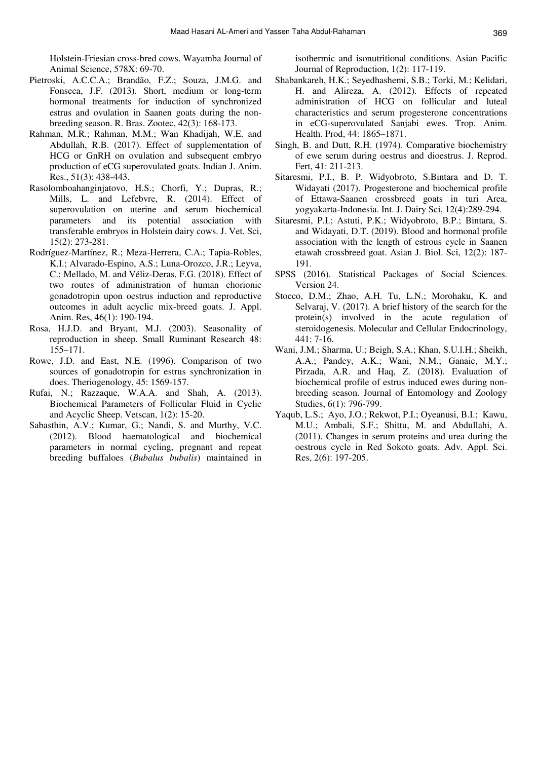Holstein-Friesian cross-bred cows. Wayamba Journal of Animal Science, 578X: 69-70.

Pietroski, A.C.C.A.; Brandão, F.Z.; Souza, J.M.G. and Fonseca, J.F. (2013). Short, medium or long-term hormonal treatments for induction of synchronized estrus and ovulation in Saanen goats during the non-breeding season. R. Bras. Zootec, 42(3): 168-173.

Rahman, M.R.; Rahman, M.M.; Wan Khadijah, W.E. and Abdullah, R.B. (2017). Effect of supplementation of HCG or GnRH on ovulation and subsequent embryo production of eCG superovulated goats. Indian J. Anim. Res., 51(3): 438-443.

Rasolomboahanginjatovo, H.S.; Chorfi, Y.; Dupras, R.; Mills, L. and Lefebvre, R. (2014). Effect of superovulation on uterine and serum biochemical parameters and its potential association with transferable embryos in Holstein dairy cows. J. Vet. Sci, 15(2): 273-281.

Rodríguez-Martínez, R.; Meza-Herrera, C.A.; Tapia-Robles, K.I.; Alvarado-Espino, A.S.; Luna-Orozco, J.R.; Leyva, C.; Mellado, M. and Véliz-Deras, F.G. (2018). Effect of two routes of administration of human chorionic gonadotropin upon oestrus induction and reproductive outcomes in adult acyclic mix-breed goats. J. Appl. Anim. Res, 46(1): 190-194.

Rosa, H.J.D. and Bryant, M.J. (2003). Seasonality of reproduction in sheep. Small Ruminant Research 48: 155–171.

Rowe, J.D. and East, N.E. (1996). Comparison of two sources of gonadotropin for estrus synchronization in does. Theriogenology, 45: 1569-157.

Rufai, N.; Razzaque, W.A.A. and Shah, A. (2013). Biochemical Parameters of Follicular Fluid in Cyclic and Acyclic Sheep. Vetscan, 1(2): 15-20.

Sabasthin, A.V.; Kumar, G.; Nandi, S. and Murthy, V.C. (2012). Blood haematological and biochemical parameters in normal cycling, pregnant and repeat breeding buffaloes (*Bubalus bubalis*) maintained in isothermic and isonutritional conditions. Asian Pacific Journal of Reproduction, 1(2): 117-119.

Shabankareh, H.K.; Seyedhashemi, S.B.; Torki, M.; Kelidari, H. and Alireza, A. (2012). Effects of repeated administration of HCG on follicular and luteal characteristics and serum progesterone concentrations in eCG-superovulated Sanjabi ewes. Trop. Anim. Health. Prod, 44: 1865–1871.

Singh, B. and Dutt, R.H. (1974). Comparative biochemistry of ewe serum during oestrus and dioestrus. J. Reprod. Fert, 41: 211-213.

Sitaresmi, P.I., B. P. Widyobroto, S.Bintara and D. T. Widayati (2017). Progesterone and biochemical profile of Ettawa-Saanen crossbreed goats in turi Area, yogyakarta-Indonesia. Int. J. Dairy Sci, 12(4):289-294.

Sitaresmi, P.I.; Astuti, P.K.; Widyobroto, B.P.; Bintara, S. and Widayati, D.T. (2019). Blood and hormonal profile association with the length of estrous cycle in Saanen etawah crossbreed goat. Asian J. Biol. Sci, 12(2): 187-191.

SPSS (2016). Statistical Packages of Social Sciences. Version 24.

Stocco, D.M.; Zhao, A.H. Tu, L.N.; Morohaku, K. and Selvaraj, V. (2017). A brief history of the search for the protein(s) involved in the acute regulation of steroidogenesis. Molecular and Cellular Endocrinology, 441: 7-16.

Wani, J.M.; Sharma, U.; Beigh, S.A.; Khan, S.U.l.H.; Sheikh, A.A.; Pandey, A.K.; Wani, N.M.; Ganaie, M.Y.; Pirzada, A.R. and Haq, Z. (2018). Evaluation of biochemical profile of estrus induced ewes during non-breeding season. Journal of Entomology and Zoology Studies, 6(1): 796-799.

Yaqub, L.S.; Ayo, J.O.; Rekwot, P.I.; Oyeanusi, B.I.; Kawu, M.U.; Ambali, S.F.; Shittu, M. and Abdullahi, A. (2011). Changes in serum proteins and urea during the oestrous cycle in Red Sokoto goats. Adv. Appl. Sci. Res, 2(6): 197-205.